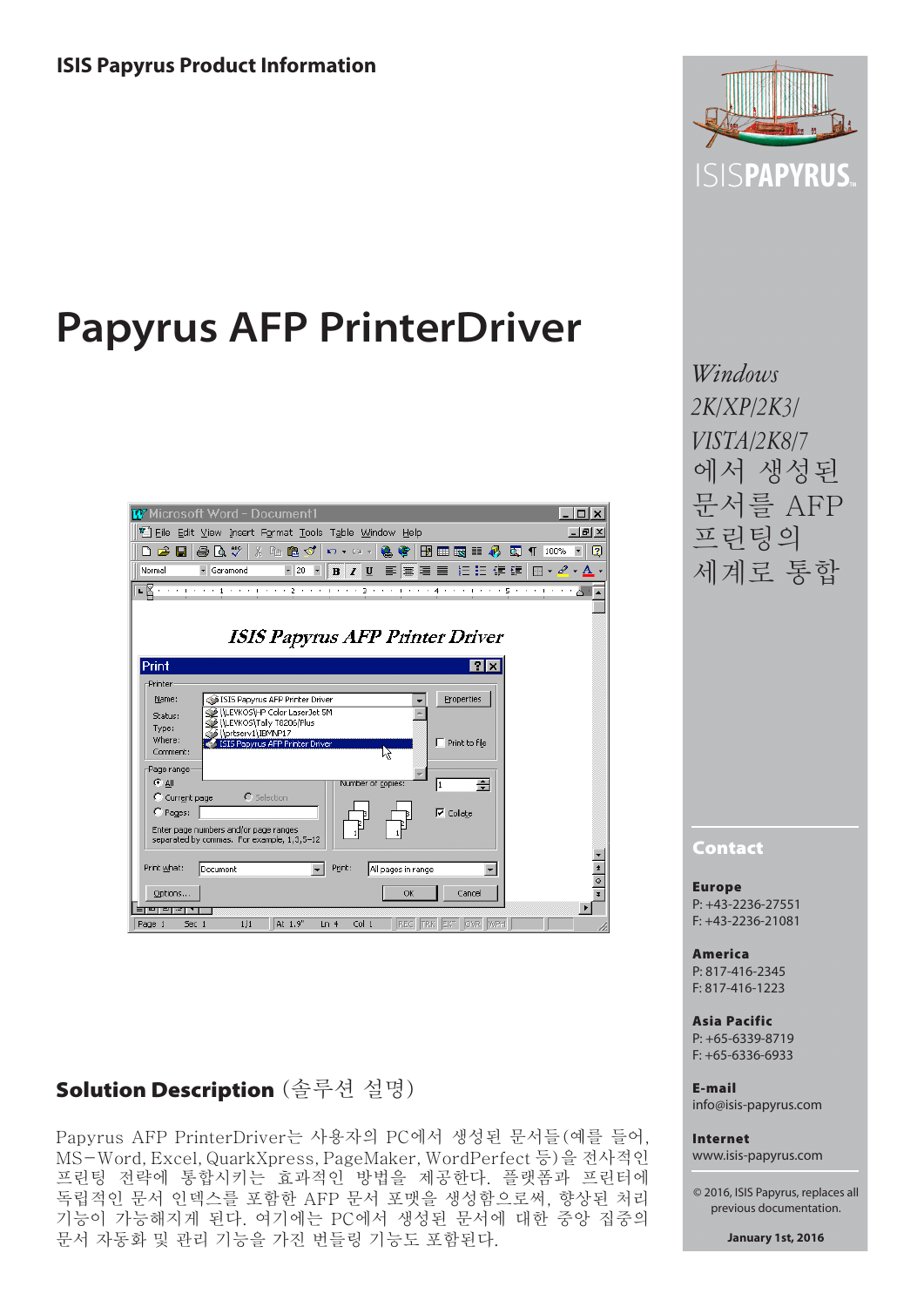**ISIS Papyrus Product Information**

# Papyrus AFP PrinterDriver

*Windows 2K/XP/2K3/ VISTA/2K8/7* 에서 생성된 문서를 AFP 프린팅의 세계로 통합

## Solution Description (솔루션 설명)

Papyrus AFP PrinterDriver는 사용자의 PC에서 생성된 문서들(예를 들어, MS-Word, Excel, QuarkXpress, PageMaker, WordPerfect 등)을 전사적인 프린팅 전략에 통합시키는 효과적인 방법을 제공한다. 플랫폼과 프린터에 독립적인 문서 인덱스를 포함한 AFP 문서 포맷을 생성함으로써, 향상된 처리 기능이 가능해지게 된다. 여기에는 PC에서 생성된 문서에 대한 중앙 집중의 문서 자동화 및 관리 기능을 가진 번들링 기능도 포함된다.

## Contact

**Europe**
P: +43-2236-27551
F: +43-2236-21081

**America**
P: 817-416-2345
F: 817-416-1223

**Asia Pacific**
P: +65-6339-8719
F: +65-6336-6933

**E-mail**
info@isis-papyrus.com

**Internet**
www.isis-papyrus.com

© 2016, ISIS Papyrus, replaces all previous documentation.

**January 1st, 2016**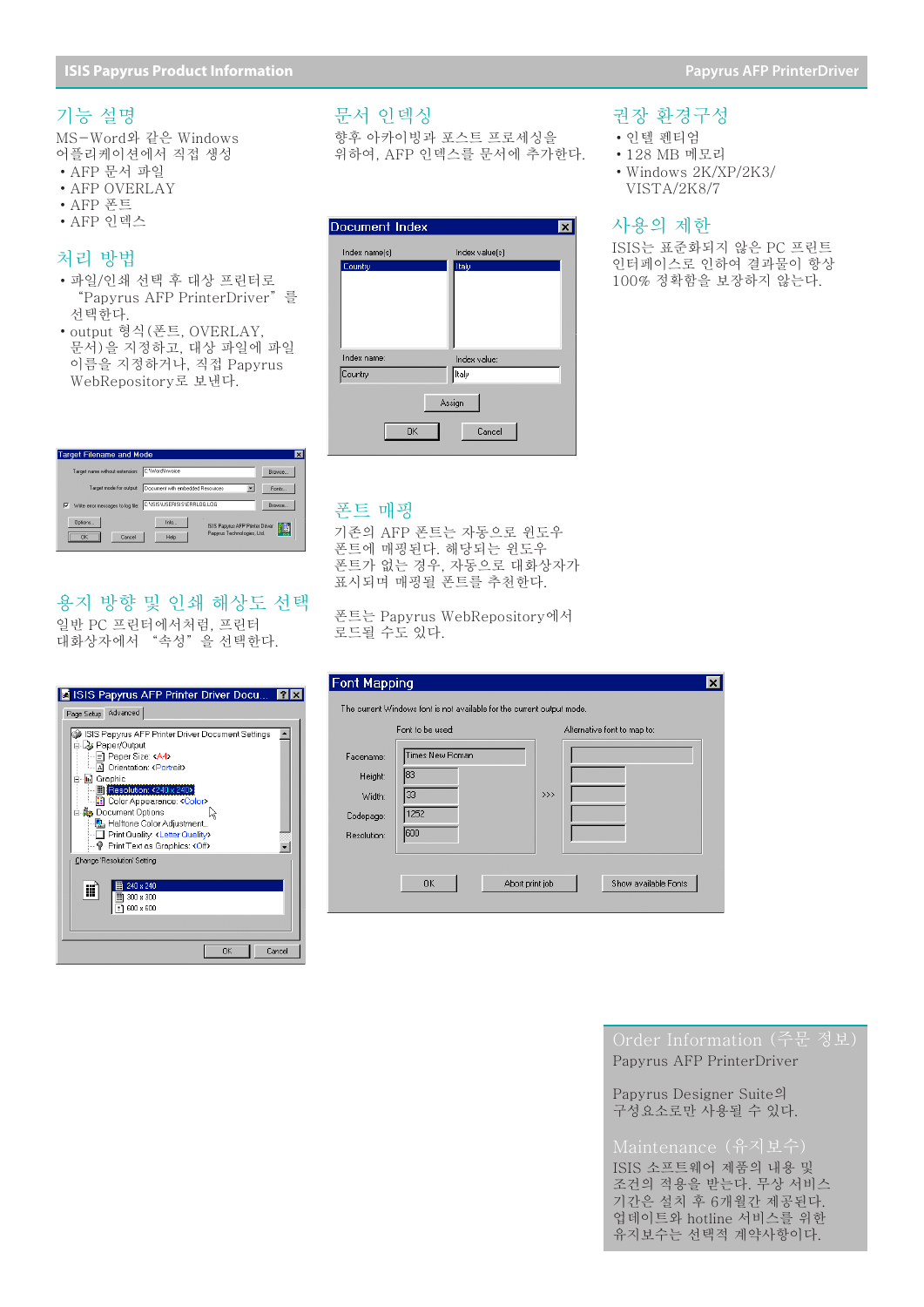## 기능 설명

MS-Word와 같은 Windows 어플리케이션에서 직접 생성

- AFP 문서 파일
- AFP OVERLAY
- AFP 폰트
- AFP 인덱스

## 처리 방법

- 파일/인쇄 선택 후 대상 프린터로 "Papyrus AFP PrinterDriver" 를 선택한다.
- output 형식(폰트, OVERLAY, 문서)을 지정하고, 대상 파일에 파일 이름을 지정하거나, 직접 Papyrus WebRepository로 보낸다.

## 용지 방향 및 인쇄 해상도 선택

일반 PC 프린터에서처럼, 프린터 대화상자에서 "속성"을 선택한다.

## 문서 인덱싱

향후 아카이빙과 포스트 프로세싱을 위하여, AFP 인덱스를 문서에 추가한다.

## 폰트 매핑

기존의 AFP 폰트는 자동으로 윈도우 폰트에 매핑된다. 해당되는 윈도우 폰트가 없는 경우, 자동으로 대화상자가 표시되며 매핑될 폰트를 추천한다.

폰트는 Papyrus WebRepository에서 로드될 수도 있다.

## 권장 환경구성

- 인텔 펜티엄
- 128 MB 메모리
- Windows 2K/XP/2K3/VISTA/2K8/7

## 사용의 제한

ISIS는 표준화되지 않은 PC 프린트 인터페이스로 인하여 결과물이 항상 100% 정확함을 보장하지 않는다.

## Order Information (주문 정보)

Papyrus AFP PrinterDriver

Papyrus Designer Suite의 구성요소로만 사용될 수 있다.

## Maintenance (유지보수)

ISIS 소프트웨어 제품의 내용 및 조건의 적용을 받는다. 무상 서비스 기간은 설치 후 6개월간 제공된다. 업데이트와 hotline 서비스를 위한 유지보수는 선택적 계약사항이다.